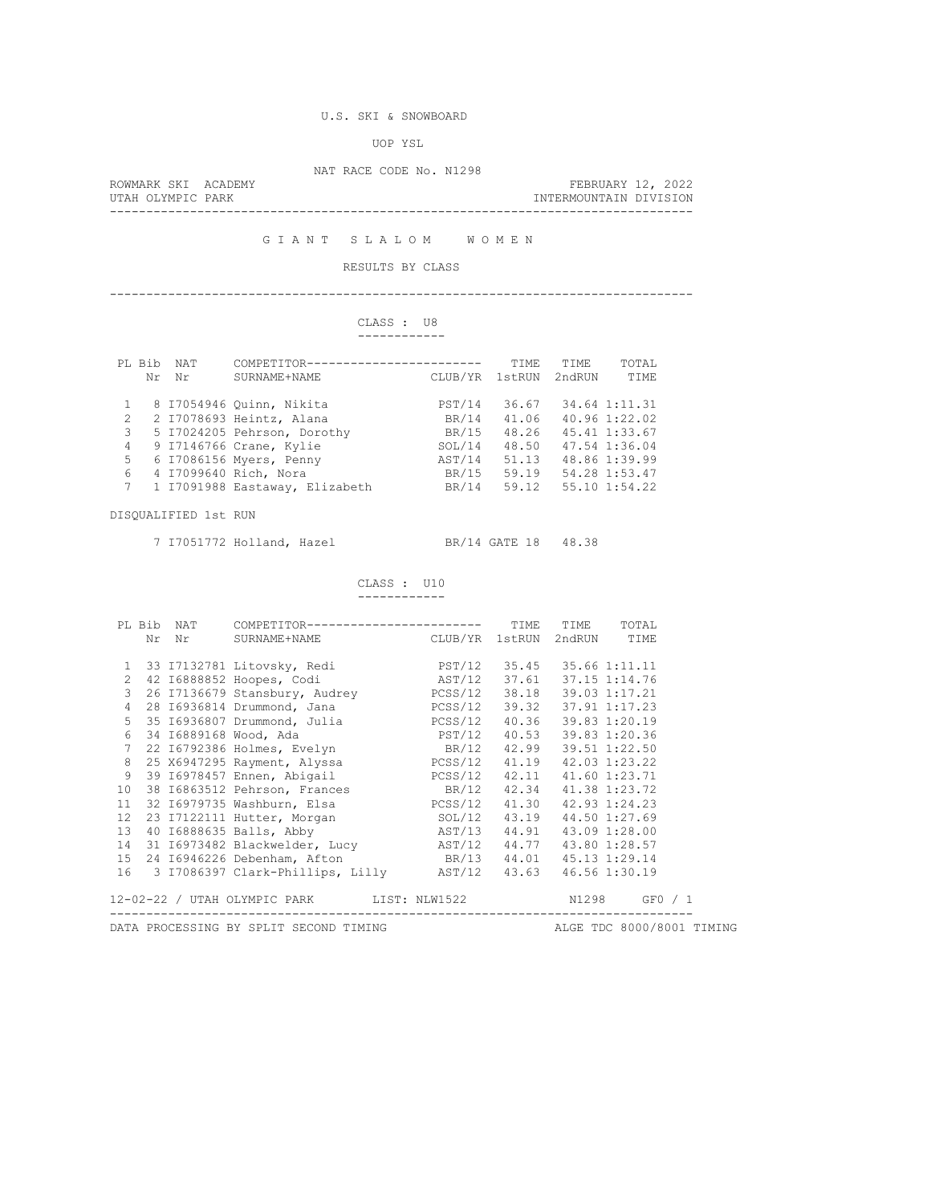U.S. SKI & SNOWBOARD

UOP YSL

NAT RACE CODE No. N1298

ROWMARK SKI ACADEMY — FEBRUARY 12, 2022

UTAH OLYMPIC PARK — INTERMOUNTAIN DIVISION

# G I A N T   S L A L O M   W O M E N

RESULTS BY CLASS

## CLASS : U8

| PL | Bib Nr | NAT Nr | COMPETITOR SURNAME+NAME | CLUB/YR | TIME 1stRUN | TIME 2ndRUN | TOTAL TIME |
|---|---|---|---|---|---|---|---|
| 1 | 8 | I7054946 | Quinn, Nikita | PST/14 | 36.67 | 34.64 | 1:11.31 |
| 2 | 2 | I7078693 | Heintz, Alana | BR/14 | 41.06 | 40.96 | 1:22.02 |
| 3 | 5 | I7024205 | Pehrson, Dorothy | BR/15 | 48.26 | 45.41 | 1:33.67 |
| 4 | 9 | I7146766 | Crane, Kylie | SOL/14 | 48.50 | 47.54 | 1:36.04 |
| 5 | 6 | I7086156 | Myers, Penny | AST/14 | 51.13 | 48.86 | 1:39.99 |
| 6 | 4 | I7099640 | Rich, Nora | BR/15 | 59.19 | 54.28 | 1:53.47 |
| 7 | 1 | I7091988 | Eastaway, Elizabeth | BR/14 | 59.12 | 55.10 | 1:54.22 |

DISQUALIFIED 1st RUN

| Bib Nr | NAT Nr | COMPETITOR SURNAME+NAME | CLUB/YR | 1stRUN | 2ndRUN |
|---|---|---|---|---|---|
| 7 | I7051772 | Holland, Hazel | BR/14 | GATE 18 | 48.38 |

## CLASS : U10

| PL | Bib Nr | NAT Nr | COMPETITOR SURNAME+NAME | CLUB/YR | TIME 1stRUN | TIME 2ndRUN | TOTAL TIME |
|---|---|---|---|---|---|---|---|
| 1 | 33 | I7132781 | Litovsky, Redi | PST/12 | 35.45 | 35.66 | 1:11.11 |
| 2 | 42 | I6888852 | Hoopes, Codi | AST/12 | 37.61 | 37.15 | 1:14.76 |
| 3 | 26 | I7136679 | Stansbury, Audrey | PCSS/12 | 38.18 | 39.03 | 1:17.21 |
| 4 | 28 | I6936814 | Drummond, Jana | PCSS/12 | 39.32 | 37.91 | 1:17.23 |
| 5 | 35 | I6936807 | Drummond, Julia | PCSS/12 | 40.36 | 39.83 | 1:20.19 |
| 6 | 34 | I6889168 | Wood, Ada | PST/12 | 40.53 | 39.83 | 1:20.36 |
| 7 | 22 | I6792386 | Holmes, Evelyn | BR/12 | 42.99 | 39.51 | 1:22.50 |
| 8 | 25 | X6947295 | Rayment, Alyssa | PCSS/12 | 41.19 | 42.03 | 1:23.22 |
| 9 | 39 | I6978457 | Ennen, Abigail | PCSS/12 | 42.11 | 41.60 | 1:23.71 |
| 10 | 38 | I6863512 | Pehrson, Frances | BR/12 | 42.34 | 41.38 | 1:23.72 |
| 11 | 32 | I6979735 | Washburn, Elsa | PCSS/12 | 41.30 | 42.93 | 1:24.23 |
| 12 | 23 | I7122111 | Hutter, Morgan | SOL/12 | 43.19 | 44.50 | 1:27.69 |
| 13 | 40 | I6888635 | Balls, Abby | AST/13 | 44.91 | 43.09 | 1:28.00 |
| 14 | 31 | I6973482 | Blackwelder, Lucy | AST/12 | 44.77 | 43.80 | 1:28.57 |
| 15 | 24 | I6946226 | Debenham, Afton | BR/13 | 44.01 | 45.13 | 1:29.14 |
| 16 | 3 | I7086397 | Clark-Phillips, Lilly | AST/12 | 43.63 | 46.56 | 1:30.19 |

12-02-22 / UTAH OLYMPIC PARK    LIST: NLW1522    N1298    GF0 / 1

DATA PROCESSING BY SPLIT SECOND TIMING    ALGE TDC 8000/8001 TIMING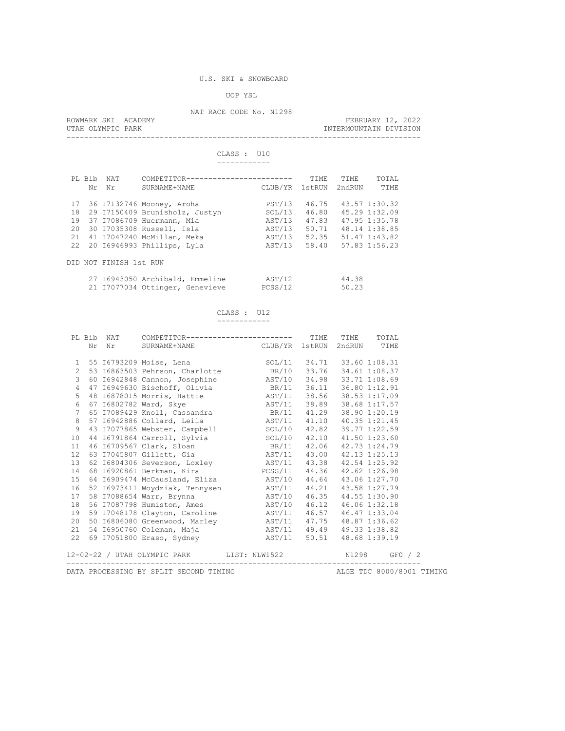U.S. SKI & SNOWBOARD

UOP YSL

NAT RACE CODE No. N1298

ROWMARK SKI ACADEMY — FEBRUARY 12, 2022

UTAH OLYMPIC PARK — INTERMOUNTAIN DIVISION

## CLASS : U10

| PL | Bib Nr | NAT Nr | COMPETITOR SURNAME+NAME | CLUB/YR | TIME 1stRUN | TIME 2ndRUN | TOTAL TIME |
|---|---|---|---|---|---|---|---|
| 17 | 36 | I7132746 | Mooney, Aroha | PST/13 | 46.75 | 43.57 | 1:30.32 |
| 18 | 29 | I7150409 | Brunisholz, Justyn | SOL/13 | 46.80 | 45.29 | 1:32.09 |
| 19 | 37 | I7086709 | Huermann, Mia | AST/13 | 47.83 | 47.95 | 1:35.78 |
| 20 | 30 | I7035308 | Russell, Isla | AST/13 | 50.71 | 48.14 | 1:38.85 |
| 21 | 41 | I7047240 | McMillan, Meka | AST/13 | 52.35 | 51.47 | 1:43.82 |
| 22 | 20 | I6946993 | Phillips, Lyla | AST/13 | 58.40 | 57.83 | 1:56.23 |

DID NOT FINISH 1st RUN

| Bib Nr | NAT Nr | COMPETITOR SURNAME+NAME | CLUB/YR | TIME 1stRUN | TIME 2ndRUN |
|---|---|---|---|---|---|
| 27 | I6943050 | Archibald, Emmeline | AST/12 | | 44.38 |
| 21 | I7077034 | Ottinger, Genevieve | PCSS/12 | | 50.23 |

## CLASS : U12

| PL | Bib Nr | NAT Nr | COMPETITOR SURNAME+NAME | CLUB/YR | TIME 1stRUN | TIME 2ndRUN | TOTAL TIME |
|---|---|---|---|---|---|---|---|
| 1 | 55 | I6793209 | Moise, Lena | SOL/11 | 34.71 | 33.60 | 1:08.31 |
| 2 | 53 | I6863503 | Pehrson, Charlotte | BR/10 | 33.76 | 34.61 | 1:08.37 |
| 3 | 60 | I6942848 | Cannon, Josephine | AST/10 | 34.98 | 33.71 | 1:08.69 |
| 4 | 47 | I6949630 | Bischoff, Olivia | BR/11 | 36.11 | 36.80 | 1:12.91 |
| 5 | 48 | I6878015 | Morris, Hattie | AST/11 | 38.56 | 38.53 | 1:17.09 |
| 6 | 67 | I6802782 | Ward, Skye | AST/11 | 38.89 | 38.68 | 1:17.57 |
| 7 | 65 | I7089429 | Knoll, Cassandra | BR/11 | 41.29 | 38.90 | 1:20.19 |
| 8 | 57 | I6942886 | Collard, Leila | AST/11 | 41.10 | 40.35 | 1:21.45 |
| 9 | 43 | I7077865 | Webster, Campbell | SOL/10 | 42.82 | 39.77 | 1:22.59 |
| 10 | 44 | I6791864 | Carroll, Sylvia | SOL/10 | 42.10 | 41.50 | 1:23.60 |
| 11 | 46 | I6709567 | Clark, Sloan | BR/11 | 42.06 | 42.73 | 1:24.79 |
| 12 | 63 | I7045807 | Gillett, Gia | AST/11 | 43.00 | 42.13 | 1:25.13 |
| 13 | 62 | I6804306 | Severson, Loxley | AST/11 | 43.38 | 42.54 | 1:25.92 |
| 14 | 68 | I6920861 | Berkman, Kira | PCSS/11 | 44.36 | 42.62 | 1:26.98 |
| 15 | 64 | I6909474 | McCausland, Eliza | AST/10 | 44.64 | 43.06 | 1:27.70 |
| 16 | 52 | I6973411 | Woydziak, Tennysen | AST/11 | 44.21 | 43.58 | 1:27.79 |
| 17 | 58 | I7088654 | Warr, Brynna | AST/10 | 46.35 | 44.55 | 1:30.90 |
| 18 | 56 | I7087798 | Humiston, Ames | AST/10 | 46.12 | 46.06 | 1:32.18 |
| 19 | 59 | I7048178 | Clayton, Caroline | AST/11 | 46.57 | 46.47 | 1:33.04 |
| 20 | 50 | I6806080 | Greenwood, Marley | AST/11 | 47.75 | 48.87 | 1:36.62 |
| 21 | 54 | I6950760 | Coleman, Maja | AST/11 | 49.49 | 49.33 | 1:38.82 |
| 22 | 69 | I7051800 | Eraso, Sydney | AST/11 | 50.51 | 48.68 | 1:39.19 |

12-02-22 / UTAH OLYMPIC PARK — LIST: NLW1522 — N1298 — GF0 / 2

DATA PROCESSING BY SPLIT SECOND TIMING — ALGE TDC 8000/8001 TIMING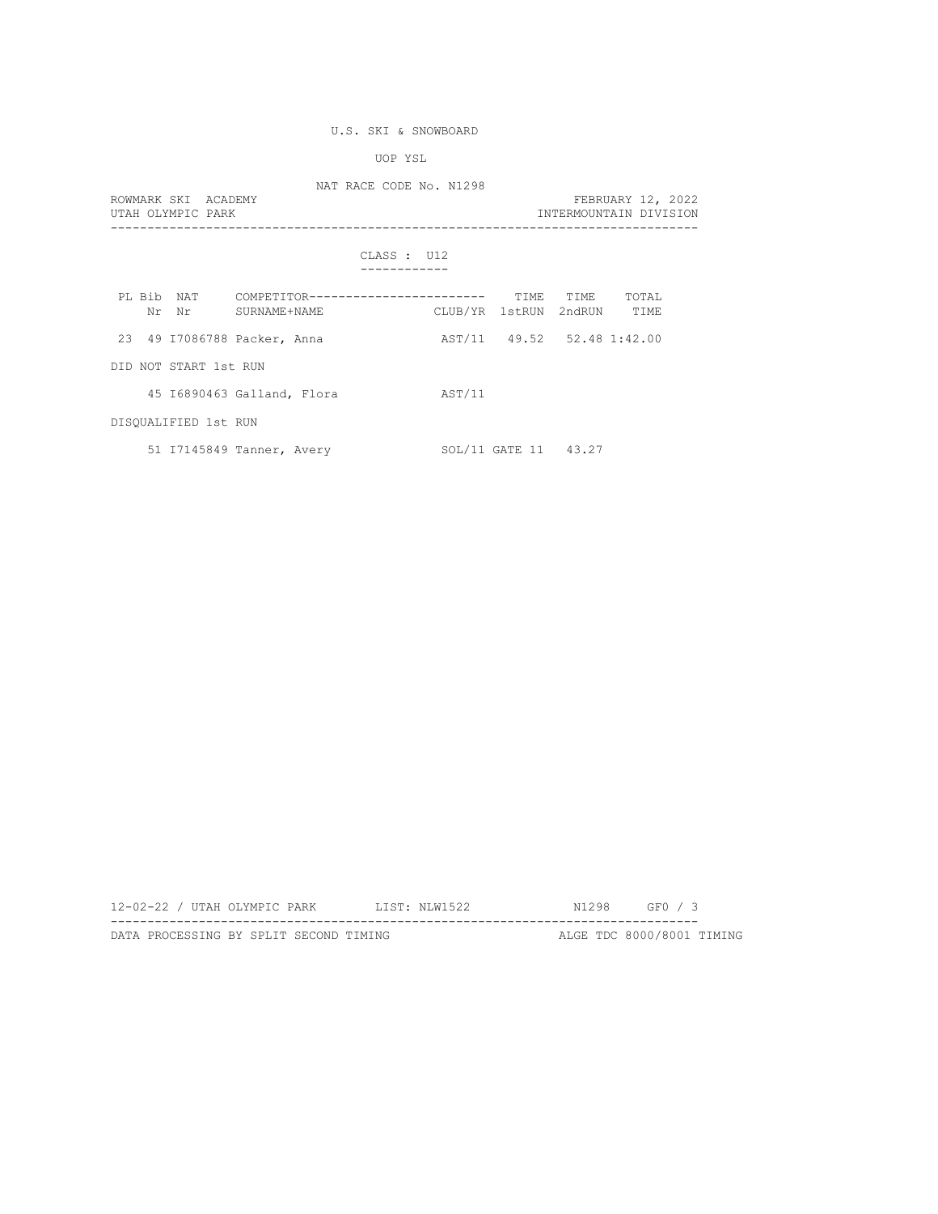U.S. SKI & SNOWBOARD

UOP YSL

NAT RACE CODE No. N1298

ROWMARK SKI ACADEMY — FEBRUARY 12, 2022

UTAH OLYMPIC PARK — INTERMOUNTAIN DIVISION

CLASS : U12

| PL | Bib Nr | NAT Nr | COMPETITOR SURNAME+NAME | CLUB/YR | TIME 1stRUN | TIME 2ndRUN | TOTAL TIME |
|---|---|---|---|---|---|---|---|
| 23 | 49 | I7086788 | Packer, Anna | AST/11 | 49.52 | 52.48 | 1:42.00 |
| DID NOT START 1st RUN | | | | | | | |
| | 45 | I6890463 | Galland, Flora | AST/11 | | | |
| DISQUALIFIED 1st RUN | | | | | | | |
| | 51 | I7145849 | Tanner, Avery | SOL/11 | GATE 11 | 43.27 | |

12-02-22 / UTAH OLYMPIC PARK LIST: NLW1522 N1298 GF0

DATA PROCESSING BY SPLIT SECOND TIMING — ALGE TDC 8000/8001 TIMING